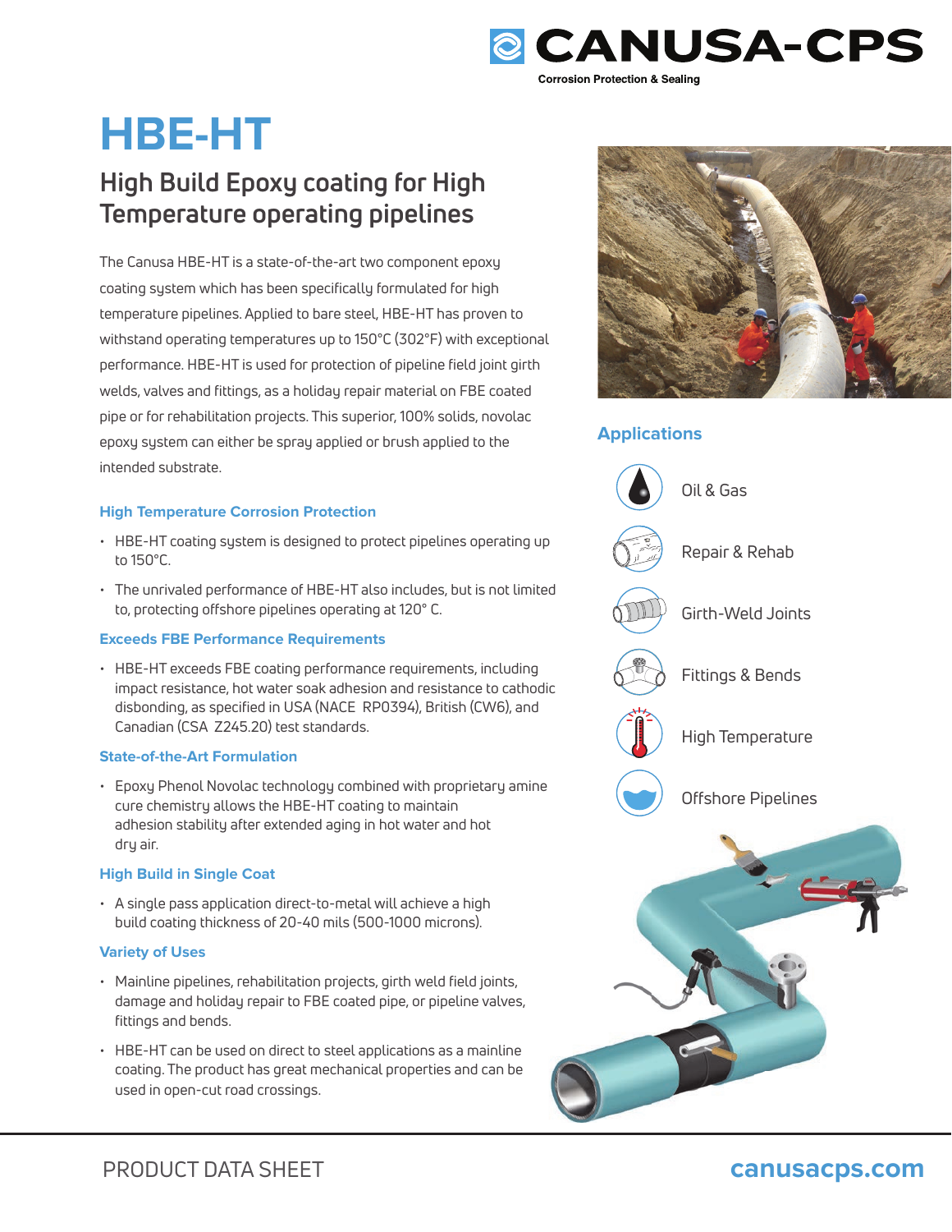# HBE-HT

## High Build Epoxy coating for High Temperature operating pipelines

The Canusa HBE-HT is a state-of-the-art two component epoxy coating system which has been specifically formulated for high temperature pipelines. Applied to bare steel, HBE-HT has proven to withstand operating temperatures up to 150°C (302°F) with exceptional performance. HBE-HT is used for protection of pipeline field joint girth welds, valves and fittings, as a holiday repair material on FBE coated pipe or for rehabilitation projects. This superior, 100% solids, novolac epoxy system can either be spray applied or brush applied to the intended substrate.

### High Temperature Corrosion Protection

- HBE-HT coating system is designed to protect pipelines operating up to 150°C.
- The unrivaled performance of HBE-HT also includes, but is not limited to, protecting offshore pipelines operating at 120° C.

### Exceeds FBE Performance Requirements

- HBE-HT exceeds FBE coating performance requirements, including impact resistance, hot water soak adhesion and resistance to cathodic disbonding, as specified in USA (NACE RP0394), British (CW6), and Canadian (CSA Z245.20) test standards.

### State-of-the-Art Formulation

- Epoxy Phenol Novolac technology combined with proprietary amine cure chemistry allows the HBE-HT coating to maintain adhesion stability after extended aging in hot water and hot dry air.

### High Build in Single Coat

- A single pass application direct-to-metal will achieve a high build coating thickness of 20-40 mils (500-1000 microns).

### Variety of Uses

- Mainline pipelines, rehabilitation projects, girth weld field joints, damage and holiday repair to FBE coated pipe, or pipeline valves, fittings and bends.
- HBE-HT can be used on direct to steel applications as a mainline coating. The product has great mechanical properties and can be used in open-cut road crossings.

### Applications

- Oil & Gas
- Repair & Rehab
- Girth-Weld Joints
- Fittings & Bends
- High Temperature
- Offshore Pipelines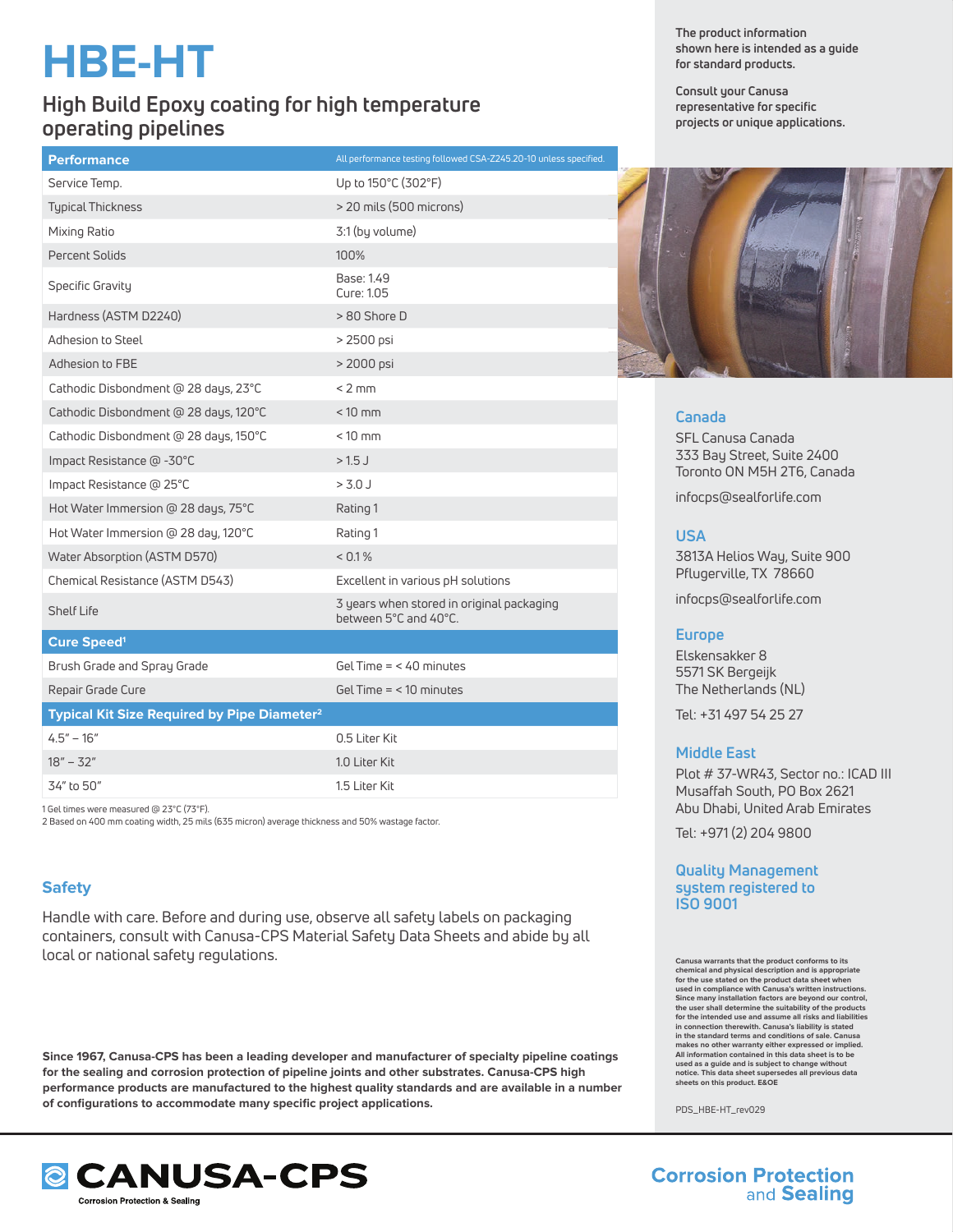# HBE-HT

## High Build Epoxy coating for high temperature operating pipelines

| Performance | All performance testing followed CSA-Z245.20-10 unless specified. |
|---|---|
| Service Temp. | Up to 150°C (302°F) |
| Typical Thickness | > 20 mils (500 microns) |
| Mixing Ratio | 3:1 (by volume) |
| Percent Solids | 100% |
| Specific Gravity | Base: 1.49<br>Cure: 1.05 |
| Hardness (ASTM D2240) | > 80 Shore D |
| Adhesion to Steel | > 2500 psi |
| Adhesion to FBE | > 2000 psi |
| Cathodic Disbondment @ 28 days, 23°C | < 2 mm |
| Cathodic Disbondment @ 28 days, 120°C | < 10 mm |
| Cathodic Disbondment @ 28 days, 150°C | < 10 mm |
| Impact Resistance @ -30°C | > 1.5 J |
| Impact Resistance @ 25°C | > 3.0 J |
| Hot Water Immersion @ 28 days, 75°C | Rating 1 |
| Hot Water Immersion @ 28 day, 120°C | Rating 1 |
| Water Absorption (ASTM D570) | < 0.1 % |
| Chemical Resistance (ASTM D543) | Excellent in various pH solutions |
| Shelf Life | 3 years when stored in original packaging between 5°C and 40°C. |
| **Cure Speed[1]** | |
| Brush Grade and Spray Grade | Gel Time = < 40 minutes |
| Repair Grade Cure | Gel Time = < 10 minutes |
| **Typical Kit Size Required by Pipe Diameter[2]** | |
| 4.5" – 16" | 0.5 Liter Kit |
| 18" – 32" | 1.0 Liter Kit |
| 34" to 50" | 1.5 Liter Kit |

1 Gel times were measured @ 23°C (73°F).
2 Based on 400 mm coating width, 25 mils (635 micron) average thickness and 50% wastage factor.

## Safety

Handle with care. Before and during use, observe all safety labels on packaging containers, consult with Canusa-CPS Material Safety Data Sheets and abide by all local or national safety regulations.

**Since 1967, Canusa-CPS has been a leading developer and manufacturer of specialty pipeline coatings for the sealing and corrosion protection of pipeline joints and other substrates. Canusa-CPS high performance products are manufactured to the highest quality standards and are available in a number of configurations to accommodate many specific project applications.**

**The product information shown here is intended as a guide for standard products.**

**Consult your Canusa representative for specific projects or unique applications.**

### Canada

SFL Canusa Canada
333 Bay Street, Suite 2400
Toronto ON M5H 2T6, Canada

infocps@sealforlife.com

### USA

3813A Helios Way, Suite 900
Pflugerville, TX 78660

infocps@sealforlife.com

### Europe

Elskensakker 8
5571 SK Bergeijk
The Netherlands (NL)

Tel: +31 497 54 25 27

### Middle East

Plot # 37-WR43, Sector no.: ICAD III
Musaffah South, PO Box 2621
Abu Dhabi, United Arab Emirates

Tel: +971 (2) 204 9800

### Quality Management system registered to ISO 9001

**Canusa warrants that the product conforms to its chemical and physical description and is appropriate for the use stated on the product data sheet when used in compliance with Canusa's written instructions. Since many installation factors are beyond our control, the user shall determine the suitability of the products for the intended use and assume all risks and liabilities in connection therewith. Canusa's liability is stated in the standard terms and conditions of sale. Canusa makes no other warranty either expressed or implied. All information contained in this data sheet is to be used as a guide and is subject to change without notice. This data sheet supersedes all previous data sheets on this product. E&OE**

PDS_HBE-HT_rev029

CANUSA-CPS
Corrosion Protection & Sealing

Corrosion Protection and Sealing